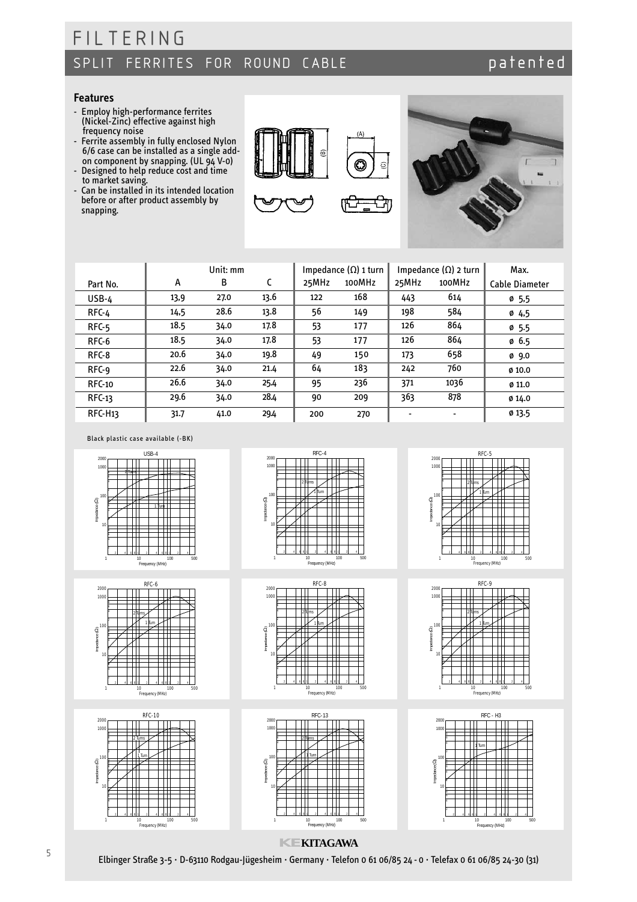# FILTERING

## SPLIT FERRITES FOR ROUND CABLE

patented

### Features

- Employ high-performance ferrites (Nickel-Zinc) effective against high frequency noise
- Ferrite assembly in fully enclosed Nylon 6/6 case can be installed as a single add-on component by snapping. (UL 94 V-0)
- Designed to help reduce cost and time to market saving.
- Can be installed in its intended location before or after product assembly by snapping.

| Part No. | Unit: mm A | B | C | Impedance (Ω) 1 turn 25MHz | 100MHz | Impedance (Ω) 2 turn 25MHz | 100MHz | Max. Cable Diameter |
|---|---|---|---|---|---|---|---|---|
| USB-4 | 13,9 | 27.0 | 13.6 | 122 | 168 | 443 | 614 | ø 5,5 |
| RFC-4 | 14,5 | 28.6 | 13.8 | 56 | 149 | 198 | 584 | ø 4,5 |
| RFC-5 | 18.5 | 34.0 | 17.8 | 53 | 177 | 126 | 864 | ø 5.5 |
| RFC-6 | 18.5 | 34.0 | 17.8 | 53 | 177 | 126 | 864 | ø 6.5 |
| RFC-8 | 20.6 | 34.0 | 19.8 | 49 | 150 | 173 | 658 | ø 9.0 |
| RFC-9 | 22.6 | 34.0 | 21.4 | 64 | 183 | 242 | 760 | ø 10.0 |
| RFC-10 | 26.6 | 34.0 | 25.4 | 95 | 236 | 371 | 1036 | ø 11.0 |
| RFC-13 | 29.6 | 34.0 | 28.4 | 90 | 209 | 363 | 878 | ø 14.0 |
| RFC-H13 | 31.7 | 41.0 | 29.4 | 200 | 270 | - | - | ø 13.5 |

Black plastic case available (-BK)

KITAGAWA

Elbinger Straße 3-5 · D-63110 Rodgau-Jügesheim · Germany · Telefon 0 61 06/85 24 - 0 · Telefax 0 61 06/85 24-30 (31)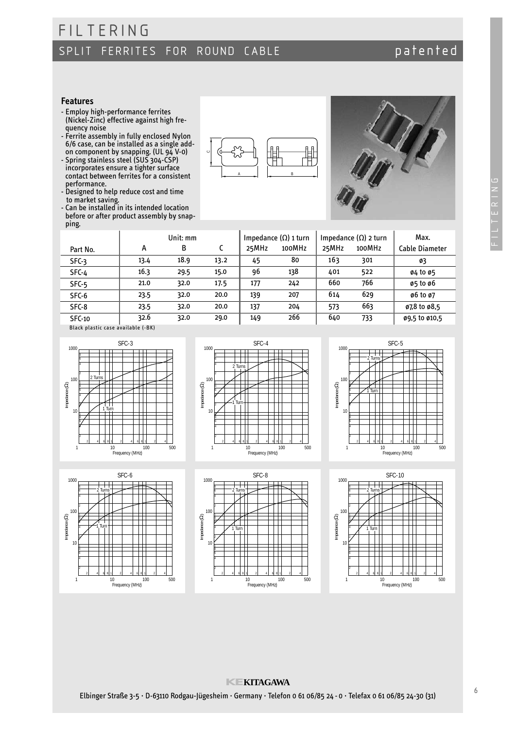# FILTERING

## SPLIT FERRITES FOR ROUND CABLE

patented

### Features

- Employ high-performance ferrites (Nickel-Zinc) effective against high frequency noise
- Ferrite assembly in fully enclosed Nylon 6/6 case, can be installed as a single add-on component by snapping. (UL 94 V-0)
- Spring stainless steel (SUS 304-CSP) incorporates ensure a tighter surface contact between ferrites for a consistent performance.
- Designed to help reduce cost and time to market saving.
- Can be installed in its intended location before or after product assembly by snapping.

| Part No. | Unit: mm A | B | C | Impedance (Ω) 1 turn 25MHz | 100MHz | Impedance (Ω) 2 turn 25MHz | 100MHz | Max. Cable Diameter |
|---|---|---|---|---|---|---|---|---|
| SFC-3 | 13.4 | 18.9 | 13.2 | 45 | 80 | 163 | 301 | ø3 |
| SFC-4 | 16.3 | 29.5 | 15.0 | 96 | 138 | 401 | 522 | ø4 to ø5 |
| SFC-5 | 21.0 | 32.0 | 17.5 | 177 | 242 | 660 | 766 | ø5 to ø6 |
| SFC-6 | 23.5 | 32.0 | 20.0 | 139 | 207 | 614 | 629 | ø6 to ø7 |
| SFC-8 | 23.5 | 32.0 | 20.0 | 137 | 204 | 573 | 663 | ø7,8 to ø8,5 |
| SFC-10 | 32.6 | 32.0 | 29.0 | 149 | 266 | 640 | 733 | ø9,5 to ø10,5 |

Black plastic case available (-BK)

KITAGAWA

Elbinger Straße 3-5 · D-63110 Rodgau-Jügesheim · Germany · Telefon 0 61 06/85 24 - 0 · Telefax 0 61 06/85 24-30 (31)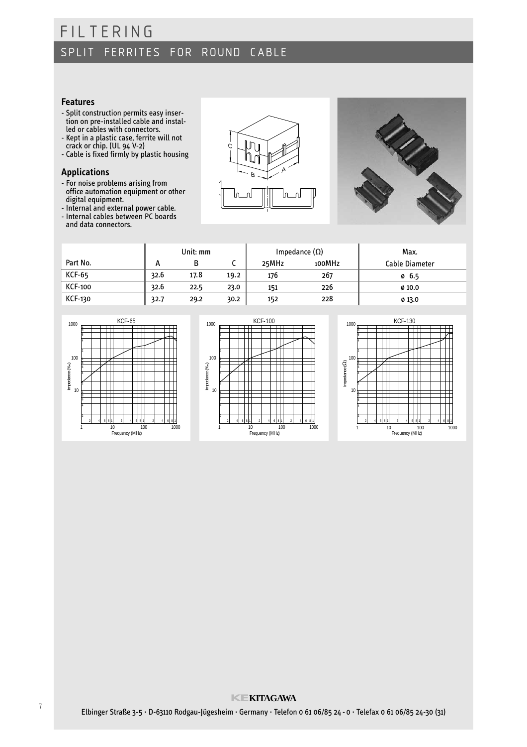# FILTERING

## SPLIT FERRITES FOR ROUND CABLE

### Features

- Split construction permits easy insertion on pre-installed cable and installed or cables with connectors.
- Kept in a plastic case, ferrite will not crack or chip. (UL 94 V-2)
- Cable is fixed firmly by plastic housing

### Applications

- For noise problems arising from office automation equipment or other digital equipment.
- Internal and external power cable.
- Internal cables between PC boards and data connectors.

| | Unit: mm | | | Impedance (Ω) | | Max. |
|---|---|---|---|---|---|---|
| Part No. | A | B | C | 25MHz | 100MHz | Cable Diameter |
| KCF-65 | 32.6 | 17.8 | 19.2 | 176 | 267 | ø 6.5 |
| KCF-100 | 32.6 | 22.5 | 23.0 | 151 | 226 | ø 10.0 |
| KCF-130 | 32.7 | 29.2 | 30.2 | 152 | 228 | ø 13.0 |

KEKITAGAWA

Elbinger Straße 3-5 · D-63110 Rodgau-Jügesheim · Germany · Telefon 0 61 06/85 24 - 0 · Telefax 0 61 06/85 24-30 (31)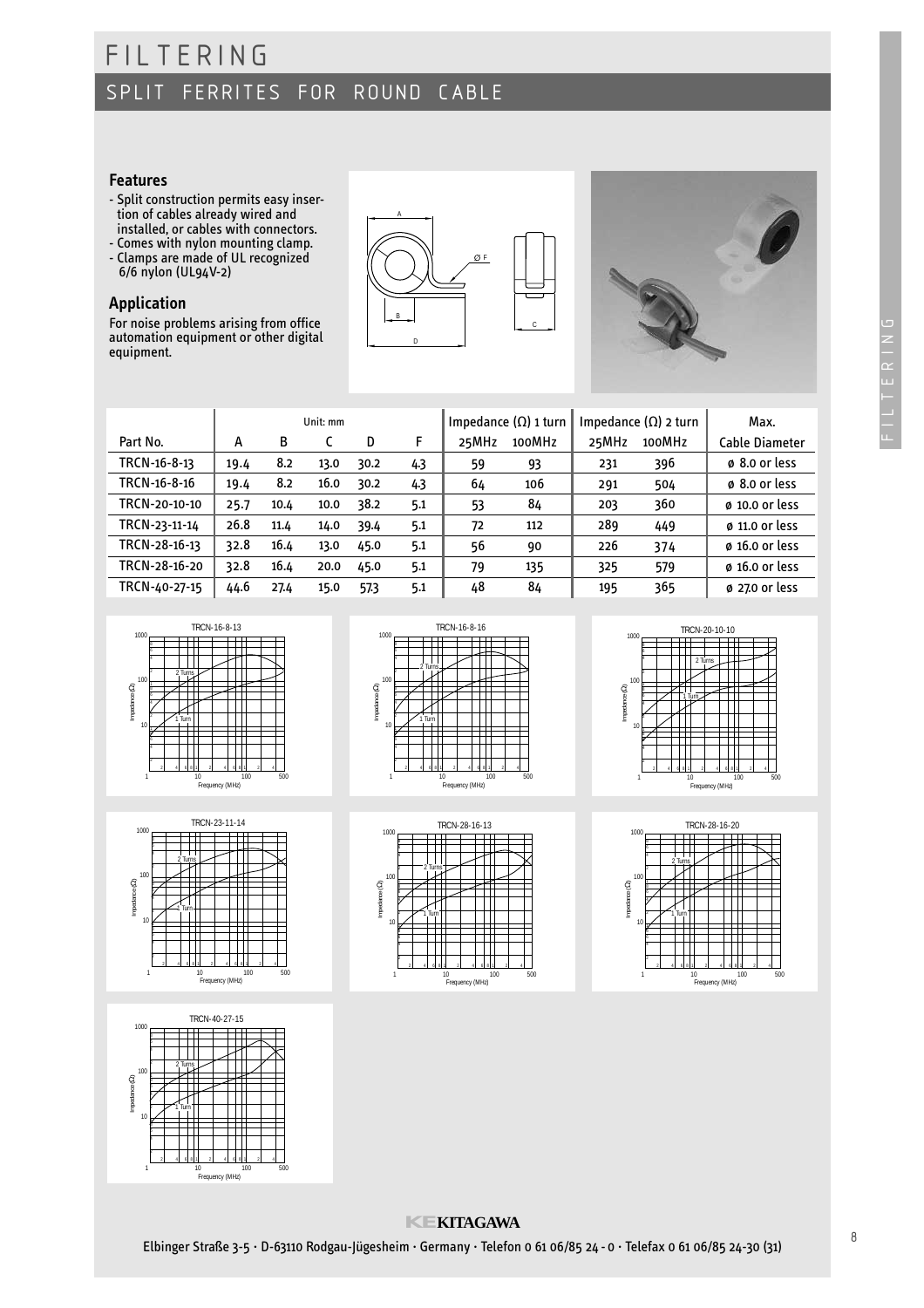# FILTERING

## SPLIT FERRITES FOR ROUND CABLE

### Features

- Split construction permits easy insertion of cables already wired and installed, or cables with connectors.
- Comes with nylon mounting clamp.
- Clamps are made of UL recognized 6/6 nylon (UL94V-2)

### Application

For noise problems arising from office automation equipment or other digital equipment.

| Part No. | Unit: mm | | | | | Impedance (Ω) 1 turn | | Impedance (Ω) 2 turn | | Max. |
|---|---|---|---|---|---|---|---|---|---|---|
| | A | B | C | D | F | 25MHz | 100MHz | 25MHz | 100MHz | Cable Diameter |
| TRCN-16-8-13 | 19.4 | 8.2 | 13.0 | 30.2 | 4.3 | 59 | 93 | 231 | 396 | ø 8.0 or less |
| TRCN-16-8-16 | 19.4 | 8.2 | 16.0 | 30.2 | 4.3 | 64 | 106 | 291 | 504 | ø 8.0 or less |
| TRCN-20-10-10 | 25.7 | 10.4 | 10.0 | 38.2 | 5.1 | 53 | 84 | 203 | 360 | ø 10.0 or less |
| TRCN-23-11-14 | 26.8 | 11.4 | 14.0 | 39.4 | 5.1 | 72 | 112 | 289 | 449 | ø 11.0 or less |
| TRCN-28-16-13 | 32.8 | 16.4 | 13.0 | 45.0 | 5.1 | 56 | 90 | 226 | 374 | ø 16.0 or less |
| TRCN-28-16-20 | 32.8 | 16.4 | 20.0 | 45.0 | 5.1 | 79 | 135 | 325 | 579 | ø 16.0 or less |
| TRCN-40-27-15 | 44.6 | 27.4 | 15.0 | 57.3 | 5.1 | 48 | 84 | 195 | 365 | ø 27.0 or less |

KITAGAWA

Elbinger Straße 3-5 · D-63110 Rodgau-Jügesheim · Germany · Telefon 0 61 06/85 24 - 0 · Telefax 0 61 06/85 24-30 (31)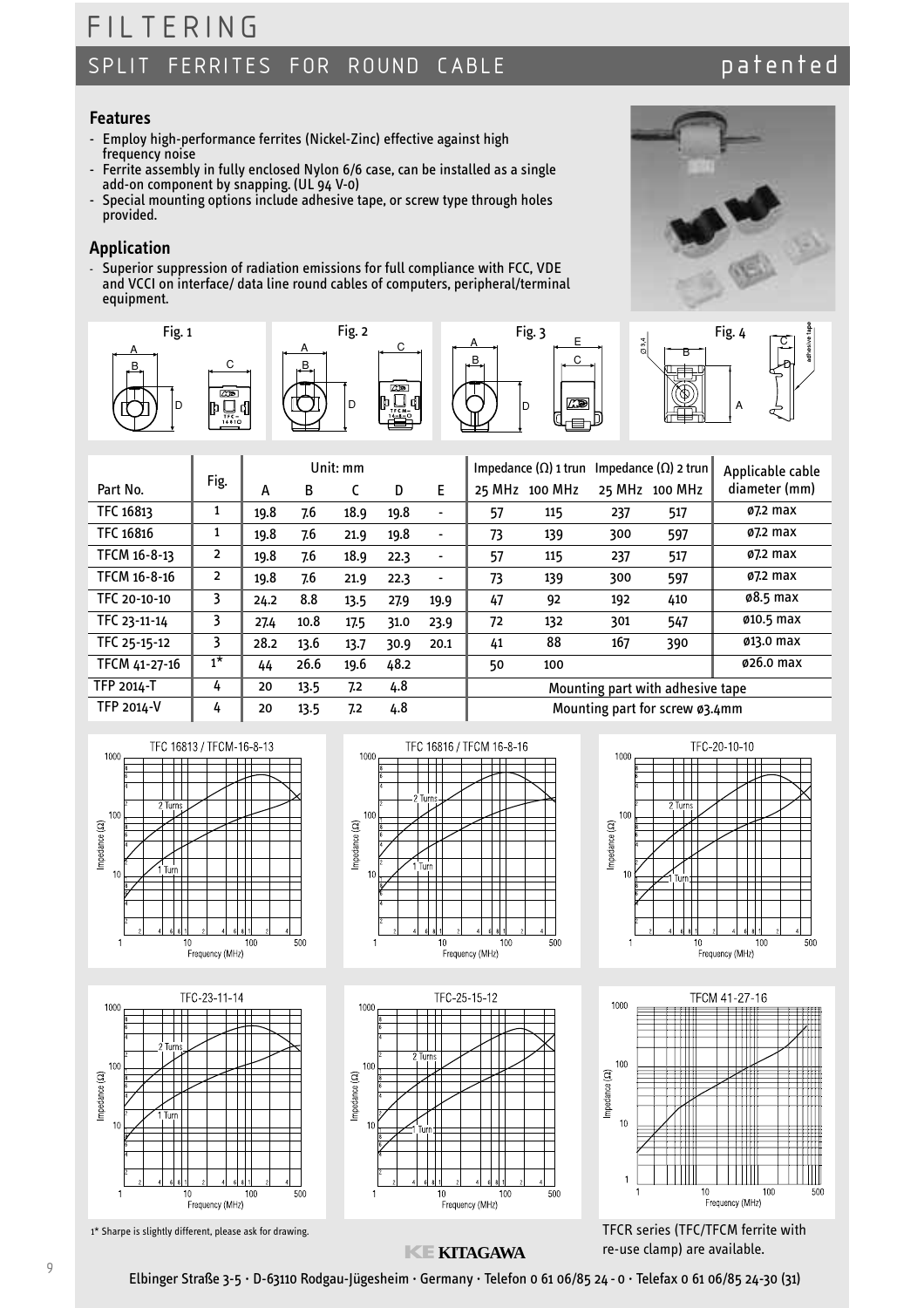# FILTERING

## SPLIT FERRITES FOR ROUND CABLE

patented

### Features

- Employ high-performance ferrites (Nickel-Zinc) effective against high frequency noise
- Ferrite assembly in fully enclosed Nylon 6/6 case, can be installed as a single add-on component by snapping. (UL 94 V-0)
- Special mounting options include adhesive tape, or screw type through holes provided.

### Application

- Superior suppression of radiation emissions for full compliance with FCC, VDE and VCCI on interface/ data line round cables of computers, peripheral/terminal equipment.

Fig. 1

Fig. 2

Fig. 3

Fig. 4

| Part No. | Fig. | Unit: mm | | | | | Impedance (Ω) 1 trun | | Impedance (Ω) 2 trun | | Applicable cable diameter (mm) |
|---|---|---|---|---|---|---|---|---|---|---|---|
| | | A | B | C | D | E | 25 MHz | 100 MHz | 25 MHz | 100 MHz | |
| TFC 16813 | 1 | 19.8 | 7.6 | 18.9 | 19.8 | - | 57 | 115 | 237 | 517 | ø7.2 max |
| TFC 16816 | 1 | 19.8 | 7.6 | 21.9 | 19.8 | - | 73 | 139 | 300 | 597 | ø7.2 max |
| TFCM 16-8-13 | 2 | 19.8 | 7.6 | 18.9 | 22.3 | - | 57 | 115 | 237 | 517 | ø7.2 max |
| TFCM 16-8-16 | 2 | 19.8 | 7.6 | 21.9 | 22.3 | - | 73 | 139 | 300 | 597 | ø7.2 max |
| TFC 20-10-10 | 3 | 24.2 | 8.8 | 13.5 | 27.9 | 19.9 | 47 | 92 | 192 | 410 | ø8.5 max |
| TFC 23-11-14 | 3 | 27.4 | 10.8 | 17.5 | 31.0 | 23.9 | 72 | 132 | 301 | 547 | ø10.5 max |
| TFC 25-15-12 | 3 | 28.2 | 13.6 | 13.7 | 30.9 | 20.1 | 41 | 88 | 167 | 390 | ø13.0 max |
| TFCM 41-27-16 | 1* | 44 | 26.6 | 19.6 | 48.2 | | 50 | 100 | | | ø26.0 max |
| TFP 2014-T | 4 | 20 | 13.5 | 7.2 | 4.8 | | Mounting part with adhesive tape | | | | |
| TFP 2014-V | 4 | 20 | 13.5 | 7.2 | 4.8 | | Mounting part for screw ø3.4mm | | | | |

TFC 16813 / TFCM-16-8-13
Impedance (Ω)
Frequency (MHz)
2 Turns
1 Turn

TFC 16816 / TFCM 16-8-16
Impedance (Ω)
Frequency (MHz)
2 Turns
1 Turn

TFC-20-10-10
Impedance (Ω)
Frequency (MHz)
2 Turns
1 Turn

TFC-23-11-14
Impedance (Ω)
Frequency (MHz)
2 Turns
1 Turn

TFC-25-15-12
Impedance (Ω)
Frequency (MHz)
2 Turns
1 Turn

TFCM 41-27-16
Impedance (Ω)
Frequency (MHz)

1* Sharpe is slightly different, please ask for drawing.

TFCR series (TFC/TFCM ferrite with re-use clamp) are available.

KITAGAWA

Elbinger Straße 3-5 · D-63110 Rodgau-Jügesheim · Germany · Telefon 0 61 06/85 24 - 0 · Telefax 0 61 06/85 24-30 (31)